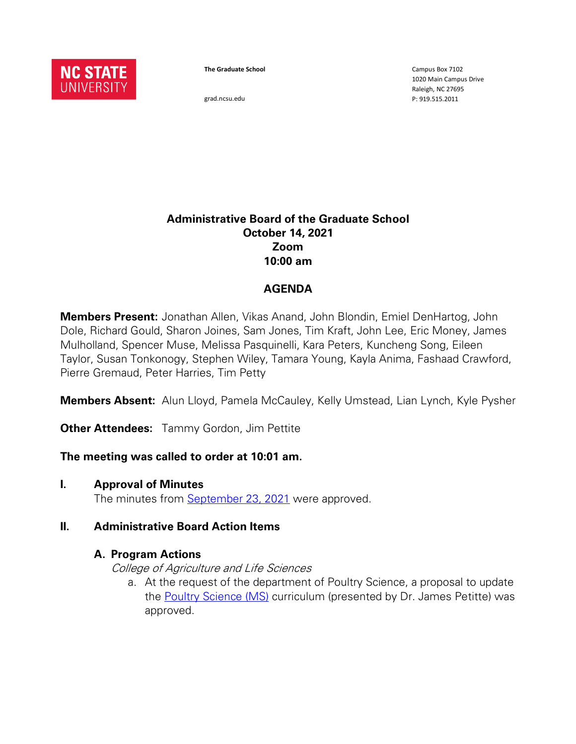NC STATE UNIVERSITY

**The Graduate School**

grad.ncsu.edu

Campus Box 7102
1020 Main Campus Drive
Raleigh, NC 27695
P: 919.515.2011

# Administrative Board of the Graduate School
## October 14, 2021
## Zoom
## 10:00 am

## AGENDA

**Members Present:** Jonathan Allen, Vikas Anand, John Blondin, Emiel DenHartog, John Dole, Richard Gould, Sharon Joines, Sam Jones, Tim Kraft, John Lee, Eric Money, James Mulholland, Spencer Muse, Melissa Pasquinelli, Kara Peters, Kuncheng Song, Eileen Taylor, Susan Tonkonogy, Stephen Wiley, Tamara Young, Kayla Anima, Fashaad Crawford, Pierre Gremaud, Peter Harries, Tim Petty

**Members Absent:** Alun Lloyd, Pamela McCauley, Kelly Umstead, Lian Lynch, Kyle Pysher

**Other Attendees:** Tammy Gordon, Jim Pettite

**The meeting was called to order at 10:01 am.**

**I. Approval of Minutes**

The minutes from September 23, 2021 were approved.

**II. Administrative Board Action Items**

**A. Program Actions**

*College of Agriculture and Life Sciences*

a. At the request of the department of Poultry Science, a proposal to update the Poultry Science (MS) curriculum (presented by Dr. James Petitte) was approved.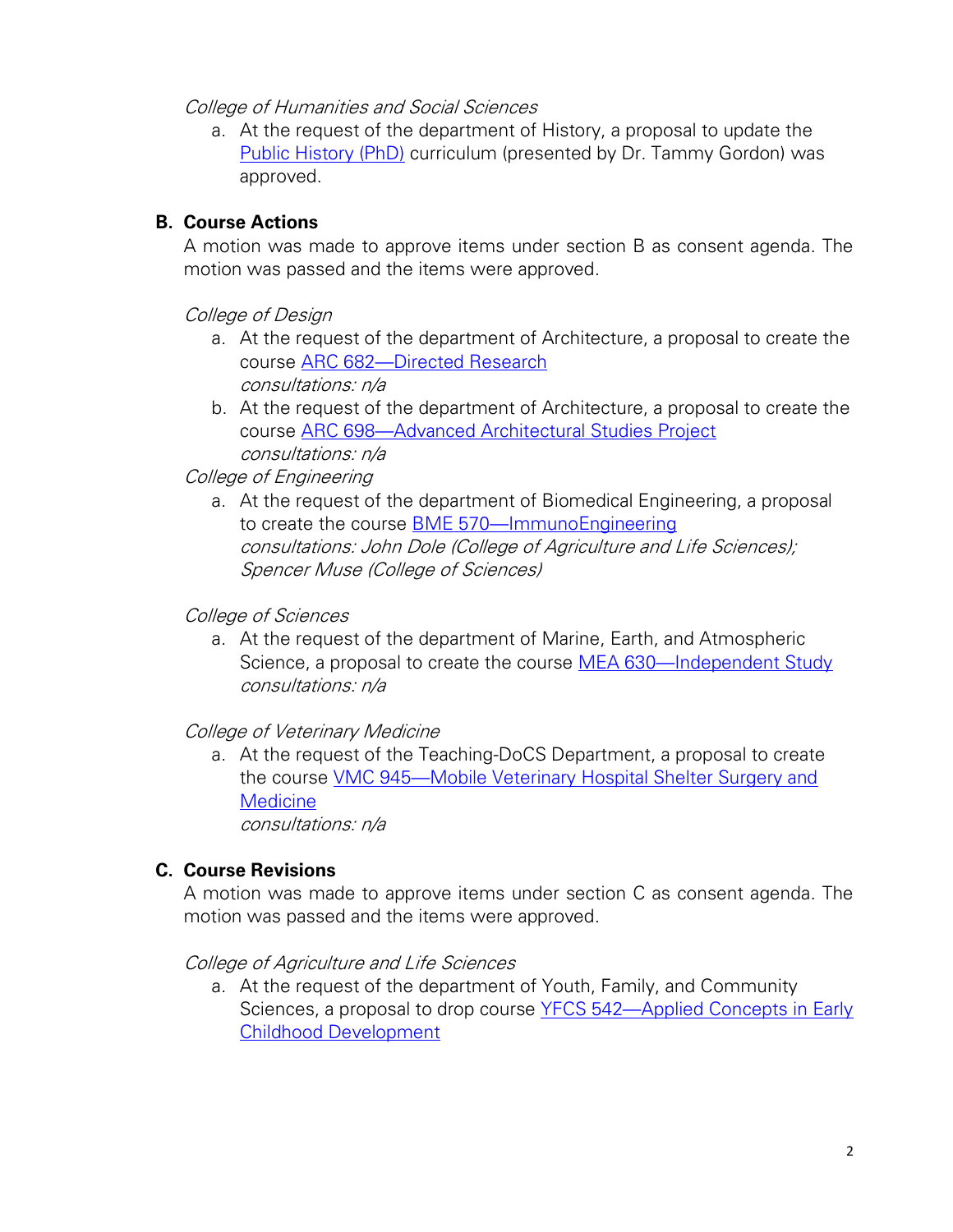*College of Humanities and Social Sciences*

a. At the request of the department of History, a proposal to update the Public History (PhD) curriculum (presented by Dr. Tammy Gordon) was approved.

## B. Course Actions

A motion was made to approve items under section B as consent agenda. The motion was passed and the items were approved.

*College of Design*

a. At the request of the department of Architecture, a proposal to create the course ARC 682—Directed Research
*consultations: n/a*

b. At the request of the department of Architecture, a proposal to create the course ARC 698—Advanced Architectural Studies Project
*consultations: n/a*

*College of Engineering*

a. At the request of the department of Biomedical Engineering, a proposal to create the course BME 570—ImmunoEngineering
*consultations: John Dole (College of Agriculture and Life Sciences); Spencer Muse (College of Sciences)*

*College of Sciences*

a. At the request of the department of Marine, Earth, and Atmospheric Science, a proposal to create the course MEA 630—Independent Study
*consultations: n/a*

*College of Veterinary Medicine*

a. At the request of the Teaching-DoCS Department, a proposal to create the course VMC 945—Mobile Veterinary Hospital Shelter Surgery and Medicine
*consultations: n/a*

## C. Course Revisions

A motion was made to approve items under section C as consent agenda. The motion was passed and the items were approved.

*College of Agriculture and Life Sciences*

a. At the request of the department of Youth, Family, and Community Sciences, a proposal to drop course YFCS 542—Applied Concepts in Early Childhood Development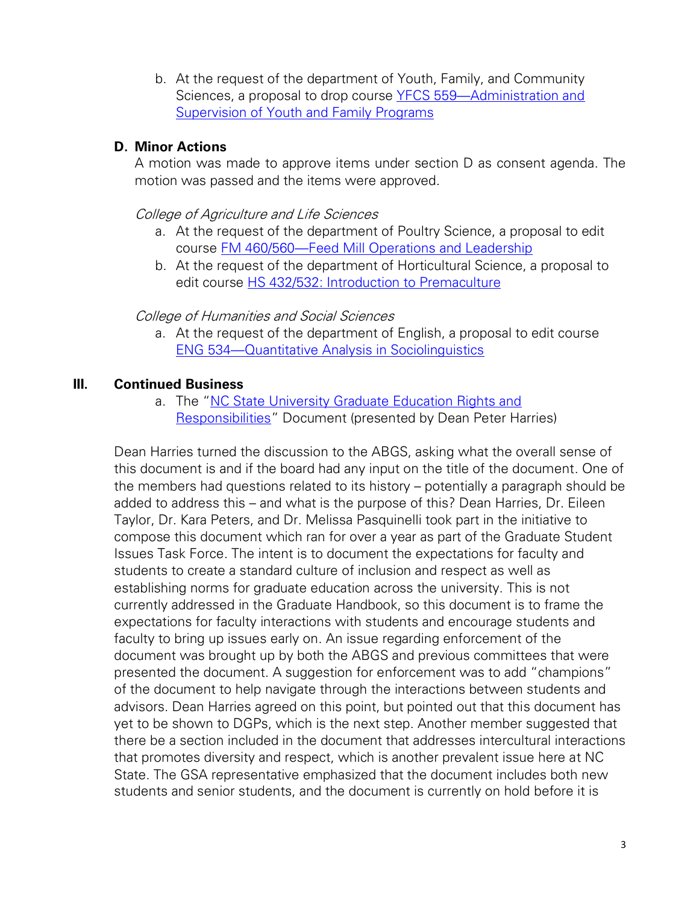b. At the request of the department of Youth, Family, and Community Sciences, a proposal to drop course YFCS 559—Administration and Supervision of Youth and Family Programs

### D. Minor Actions

A motion was made to approve items under section D as consent agenda. The motion was passed and the items were approved.

*College of Agriculture and Life Sciences*

a. At the request of the department of Poultry Science, a proposal to edit course FM 460/560—Feed Mill Operations and Leadership
b. At the request of the department of Horticultural Science, a proposal to edit course HS 432/532: Introduction to Premaculture

*College of Humanities and Social Sciences*

a. At the request of the department of English, a proposal to edit course ENG 534—Quantitative Analysis in Sociolinguistics

## III. Continued Business

a. The "NC State University Graduate Education Rights and Responsibilities" Document (presented by Dean Peter Harries)

Dean Harries turned the discussion to the ABGS, asking what the overall sense of this document is and if the board had any input on the title of the document. One of the members had questions related to its history – potentially a paragraph should be added to address this – and what is the purpose of this? Dean Harries, Dr. Eileen Taylor, Dr. Kara Peters, and Dr. Melissa Pasquinelli took part in the initiative to compose this document which ran for over a year as part of the Graduate Student Issues Task Force. The intent is to document the expectations for faculty and students to create a standard culture of inclusion and respect as well as establishing norms for graduate education across the university. This is not currently addressed in the Graduate Handbook, so this document is to frame the expectations for faculty interactions with students and encourage students and faculty to bring up issues early on. An issue regarding enforcement of the document was brought up by both the ABGS and previous committees that were presented the document. A suggestion for enforcement was to add "champions" of the document to help navigate through the interactions between students and advisors. Dean Harries agreed on this point, but pointed out that this document has yet to be shown to DGPs, which is the next step. Another member suggested that there be a section included in the document that addresses intercultural interactions that promotes diversity and respect, which is another prevalent issue here at NC State. The GSA representative emphasized that the document includes both new students and senior students, and the document is currently on hold before it is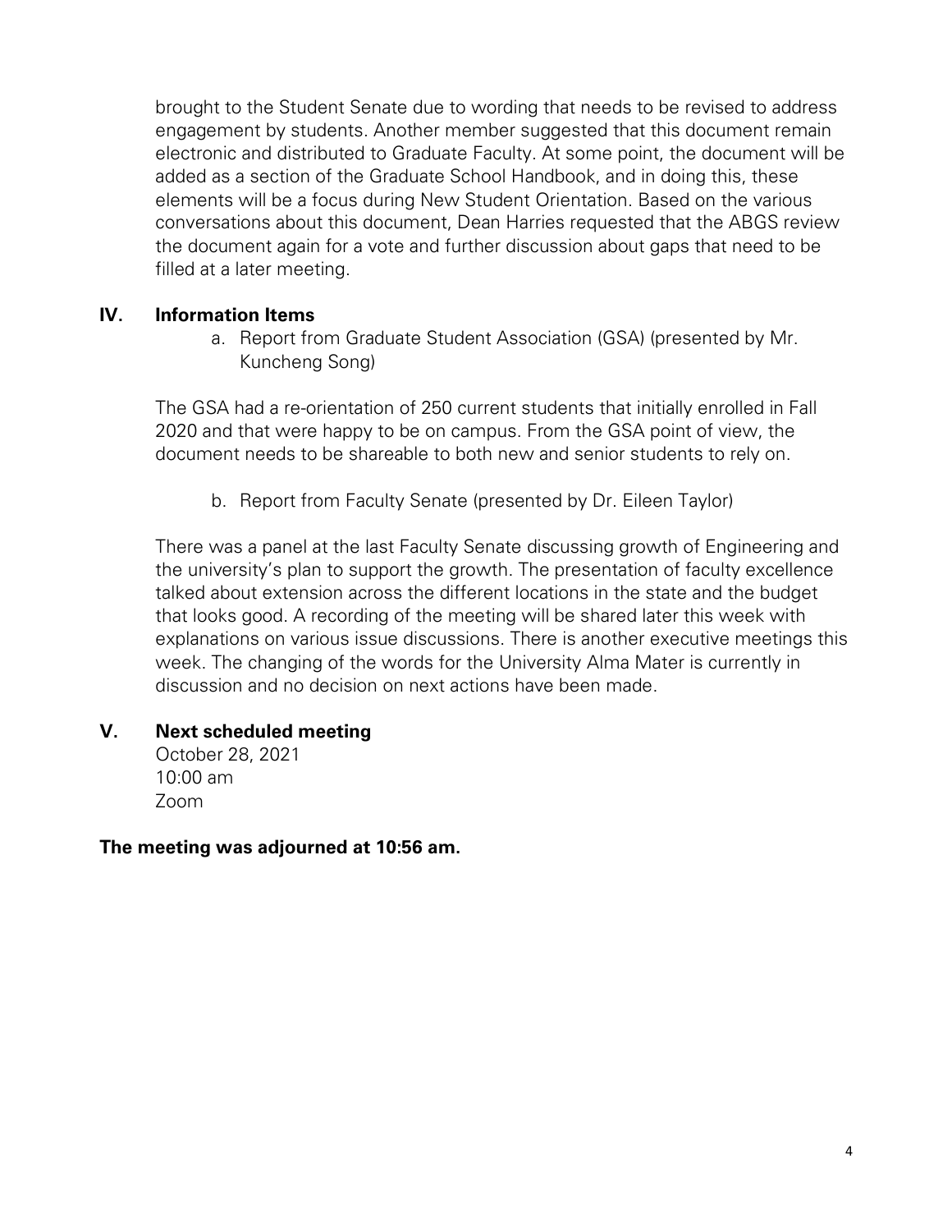brought to the Student Senate due to wording that needs to be revised to address engagement by students. Another member suggested that this document remain electronic and distributed to Graduate Faculty. At some point, the document will be added as a section of the Graduate School Handbook, and in doing this, these elements will be a focus during New Student Orientation. Based on the various conversations about this document, Dean Harries requested that the ABGS review the document again for a vote and further discussion about gaps that need to be filled at a later meeting.

## IV. Information Items

a. Report from Graduate Student Association (GSA) (presented by Mr. Kuncheng Song)

The GSA had a re-orientation of 250 current students that initially enrolled in Fall 2020 and that were happy to be on campus. From the GSA point of view, the document needs to be shareable to both new and senior students to rely on.

b. Report from Faculty Senate (presented by Dr. Eileen Taylor)

There was a panel at the last Faculty Senate discussing growth of Engineering and the university's plan to support the growth. The presentation of faculty excellence talked about extension across the different locations in the state and the budget that looks good. A recording of the meeting will be shared later this week with explanations on various issue discussions. There is another executive meetings this week. The changing of the words for the University Alma Mater is currently in discussion and no decision on next actions have been made.

## V. Next scheduled meeting

October 28, 2021
10:00 am
Zoom

**The meeting was adjourned at 10:56 am.**